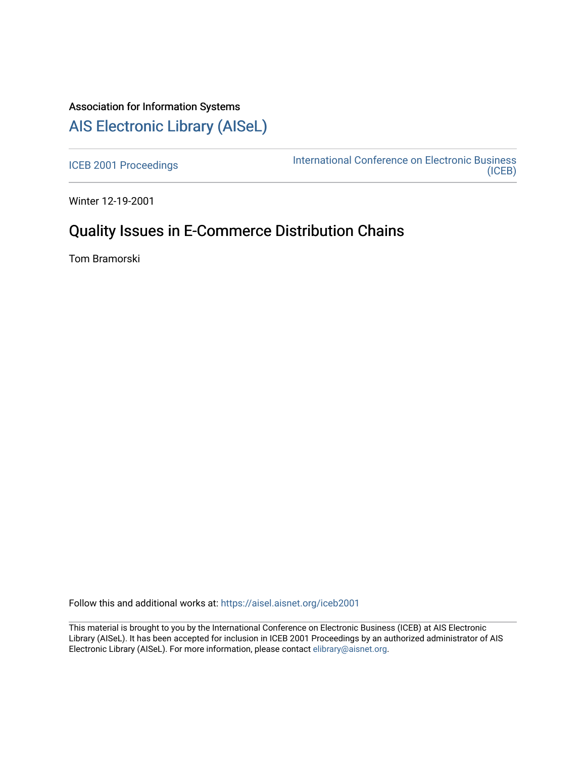Association for Information Systems

# AIS Electronic Library (AISeL)

ICEB 2001 Proceedings

International Conference on Electronic Business (ICEB)

Winter 12-19-2001

## Quality Issues in E-Commerce Distribution Chains

Tom Bramorski

Follow this and additional works at: https://aisel.aisnet.org/iceb2001

This material is brought to you by the International Conference on Electronic Business (ICEB) at AIS Electronic Library (AISeL). It has been accepted for inclusion in ICEB 2001 Proceedings by an authorized administrator of AIS Electronic Library (AISeL). For more information, please contact elibrary@aisnet.org.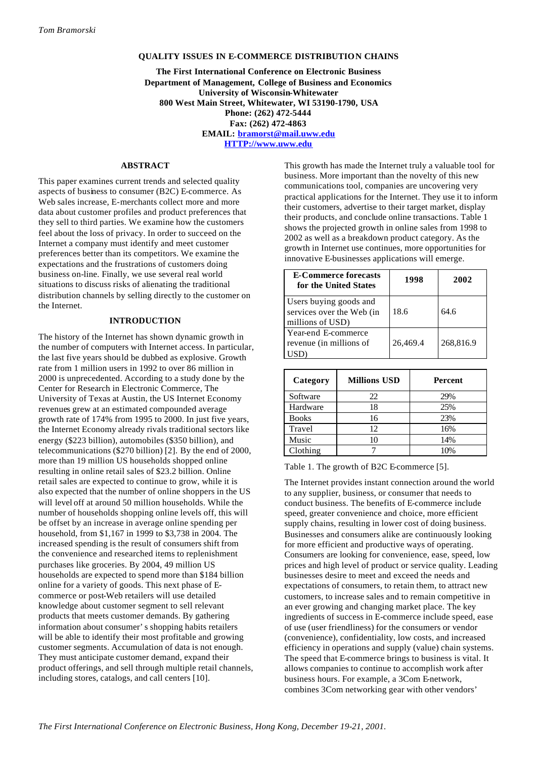*Tom Bramorski*

**QUALITY ISSUES IN E-COMMERCE DISTRIBUTION CHAINS**

**The First International Conference on Electronic Business**
**Department of Management, College of Business and Economics**
**University of Wisconsin-Whitewater**
**800 West Main Street, Whitewater, WI 53190-1790, USA**
**Phone: (262) 472-5444**
**Fax: (262) 472-4863**
**EMAIL: bramorst@mail.uww.edu**
**HTTP://www.uww.edu**

## ABSTRACT

This paper examines current trends and selected quality aspects of business to consumer (B2C) E-commerce. As Web sales increase, E-merchants collect more and more data about customer profiles and product preferences that they sell to third parties. We examine how the customers feel about the loss of privacy. In order to succeed on the Internet a company must identify and meet customer preferences better than its competitors. We examine the expectations and the frustrations of customers doing business on-line. Finally, we use several real world situations to discuss risks of alienating the traditional distribution channels by selling directly to the customer on the Internet.

## INTRODUCTION

The history of the Internet has shown dynamic growth in the number of computers with Internet access. In particular, the last five years should be dubbed as explosive. Growth rate from 1 million users in 1992 to over 86 million in 2000 is unprecedented. According to a study done by the Center for Research in Electronic Commerce, The University of Texas at Austin, the US Internet Economy revenues grew at an estimated compounded average growth rate of 174% from 1995 to 2000. In just five years, the Internet Economy already rivals traditional sectors like energy ($223 billion), automobiles ($350 billion), and telecommunications ($270 billion) [2]. By the end of 2000, more than 19 million US households shopped online resulting in online retail sales of $23.2 billion. Online retail sales are expected to continue to grow, while it is also expected that the number of online shoppers in the US will level off at around 50 million households. While the number of households shopping online levels off, this will be offset by an increase in average online spending per household, from $1,167 in 1999 to $3,738 in 2004. The increased spending is the result of consumers shift from the convenience and researched items to replenishment purchases like groceries. By 2004, 49 million US households are expected to spend more than $184 billion online for a variety of goods. This next phase of E-commerce or post-Web retailers will use detailed knowledge about customer segment to sell relevant products that meets customer demands. By gathering information about consumer' s shopping habits retailers will be able to identify their most profitable and growing customer segments. Accumulation of data is not enough. They must anticipate customer demand, expand their product offerings, and sell through multiple retail channels, including stores, catalogs, and call centers [10].

This growth has made the Internet truly a valuable tool for business. More important than the novelty of this new communications tool, companies are uncovering very practical applications for the Internet. They use it to inform their customers, advertise to their target market, display their products, and conclude online transactions. Table 1 shows the projected growth in online sales from 1998 to 2002 as well as a breakdown product category. As the growth in Internet use continues, more opportunities for innovative E-businesses applications will emerge.

| E-Commerce forecasts for the United States | 1998 | 2002 |
|---|---|---|
| Users buying goods and services over the Web (in millions of USD) | 18.6 | 64.6 |
| Year-end E-commerce revenue (in millions of USD) | 26,469.4 | 268,816.9 |

| Category | Millions USD | Percent |
|---|---|---|
| Software | 22 | 29% |
| Hardware | 18 | 25% |
| Books | 16 | 23% |
| Travel | 12 | 16% |
| Music | 10 | 14% |
| Clothing | 7 | 10% |

Table 1. The growth of B2C E-commerce [5].

The Internet provides instant connection around the world to any supplier, business, or consumer that needs to conduct business. The benefits of E-commerce include speed, greater convenience and choice, more efficient supply chains, resulting in lower cost of doing business. Businesses and consumers alike are continuously looking for more efficient and productive ways of operating. Consumers are looking for convenience, ease, speed, low prices and high level of product or service quality. Leading businesses desire to meet and exceed the needs and expectations of consumers, to retain them, to attract new customers, to increase sales and to remain competitive in an ever growing and changing market place. The key ingredients of success in E-commerce include speed, ease of use (user friendliness) for the consumers or vendor (convenience), confidentiality, low costs, and increased efficiency in operations and supply (value) chain systems. The speed that E-commerce brings to business is vital. It allows companies to continue to accomplish work after business hours. For example, a 3Com E-network, combines 3Com networking gear with other vendors'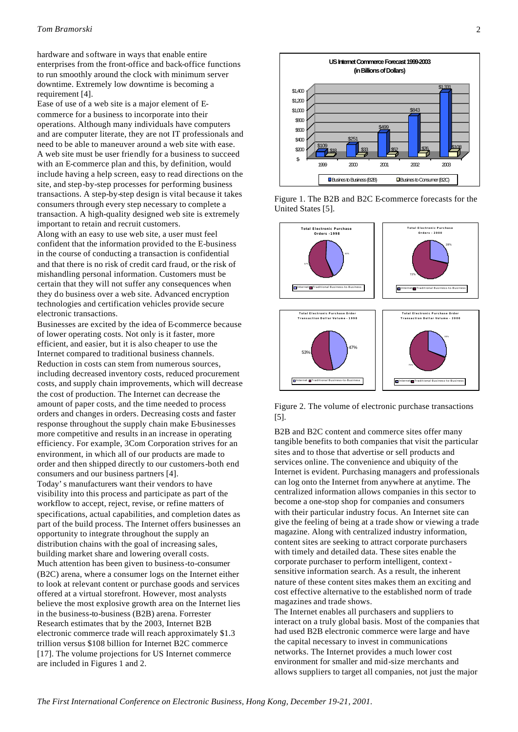hardware and software in ways that enable entire enterprises from the front-office and back-office functions to run smoothly around the clock with minimum server downtime. Extremely low downtime is becoming a requirement [4].

Ease of use of a web site is a major element of E-commerce for a business to incorporate into their operations. Although many individuals have computers and are computer literate, they are not IT professionals and need to be able to maneuver around a web site with ease. A web site must be user friendly for a business to succeed with an E-commerce plan and this, by definition, would include having a help screen, easy to read directions on the site, and step-by-step processes for performing business transactions. A step-by-step design is vital because it takes consumers through every step necessary to complete a transaction. A high-quality designed web site is extremely important to retain and recruit customers.

Along with an easy to use web site, a user must feel confident that the information provided to the E-business in the course of conducting a transaction is confidential and that there is no risk of credit card fraud, or the risk of mishandling personal information. Customers must be certain that they will not suffer any consequences when they do business over a web site. Advanced encryption technologies and certification vehicles provide secure electronic transactions.

Businesses are excited by the idea of E-commerce because of lower operating costs. Not only is it faster, more efficient, and easier, but it is also cheaper to use the Internet compared to traditional business channels. Reduction in costs can stem from numerous sources, including decreased inventory costs, reduced procurement costs, and supply chain improvements, which will decrease the cost of production. The Internet can decrease the amount of paper costs, and the time needed to process orders and changes in orders. Decreasing costs and faster response throughout the supply chain make E-businesses more competitive and results in an increase in operating efficiency. For example, 3Com Corporation strives for an environment, in which all of our products are made to order and then shipped directly to our customers-both end consumers and our business partners [4].

Today' s manufacturers want their vendors to have visibility into this process and participate as part of the workflow to accept, reject, revise, or refine matters of specifications, actual capabilities, and completion dates as part of the build process. The Internet offers businesses an opportunity to integrate throughout the supply an distribution chains with the goal of increasing sales, building market share and lowering overall costs.

Much attention has been given to business-to-consumer (B2C) arena, where a consumer logs on the Internet either to look at relevant content or purchase goods and services offered at a virtual storefront. However, most analysts believe the most explosive growth area on the Internet lies in the business-to-business (B2B) arena. Forrester Research estimates that by the 2003, Internet B2B electronic commerce trade will reach approximately $1.3 trillion versus $108 billion for Internet B2C commerce [17]. The volume projections for US Internet commerce are included in Figures 1 and 2.

Figure 1. The B2B and B2C E-commerce forecasts for the United States [5].

Figure 2. The volume of electronic purchase transactions [5].

B2B and B2C content and commerce sites offer many tangible benefits to both companies that visit the particular sites and to those that advertise or sell products and services online. The convenience and ubiquity of the Internet is evident. Purchasing managers and professionals can log onto the Internet from anywhere at anytime. The centralized information allows companies in this sector to become a one-stop shop for companies and consumers with their particular industry focus. An Internet site can give the feeling of being at a trade show or viewing a trade magazine. Along with centralized industry information, content sites are seeking to attract corporate purchasers with timely and detailed data. These sites enable the corporate purchaser to perform intelligent, context-sensitive information search. As a result, the inherent nature of these content sites makes them an exciting and cost effective alternative to the established norm of trade magazines and trade shows.

The Internet enables all purchasers and suppliers to interact on a truly global basis. Most of the companies that had used B2B electronic commerce were large and have the capital necessary to invest in communications networks. The Internet provides a much lower cost environment for smaller and mid-size merchants and allows suppliers to target all companies, not just the major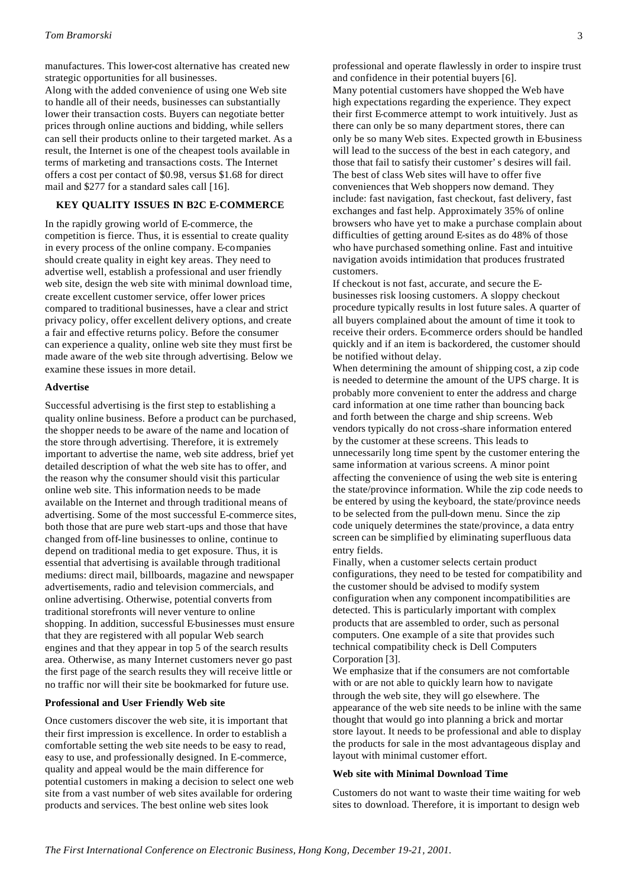manufactures. This lower-cost alternative has created new strategic opportunities for all businesses.

Along with the added convenience of using one Web site to handle all of their needs, businesses can substantially lower their transaction costs. Buyers can negotiate better prices through online auctions and bidding, while sellers can sell their products online to their targeted market. As a result, the Internet is one of the cheapest tools available in terms of marketing and transactions costs. The Internet offers a cost per contact of $0.98, versus $1.68 for direct mail and $277 for a standard sales call [16].

## KEY QUALITY ISSUES IN B2C E-COMMERCE

In the rapidly growing world of E-commerce, the competition is fierce. Thus, it is essential to create quality in every process of the online company. E-companies should create quality in eight key areas. They need to advertise well, establish a professional and user friendly web site, design the web site with minimal download time, create excellent customer service, offer lower prices compared to traditional businesses, have a clear and strict privacy policy, offer excellent delivery options, and create a fair and effective returns policy. Before the consumer can experience a quality, online web site they must first be made aware of the web site through advertising. Below we examine these issues in more detail.

### Advertise

Successful advertising is the first step to establishing a quality online business. Before a product can be purchased, the shopper needs to be aware of the name and location of the store through advertising. Therefore, it is extremely important to advertise the name, web site address, brief yet detailed description of what the web site has to offer, and the reason why the consumer should visit this particular online web site. This information needs to be made available on the Internet and through traditional means of advertising. Some of the most successful E-commerce sites, both those that are pure web start-ups and those that have changed from off-line businesses to online, continue to depend on traditional media to get exposure. Thus, it is essential that advertising is available through traditional mediums: direct mail, billboards, magazine and newspaper advertisements, radio and television commercials, and online advertising. Otherwise, potential converts from traditional storefronts will never venture to online shopping. In addition, successful E-businesses must ensure that they are registered with all popular Web search engines and that they appear in top 5 of the search results area. Otherwise, as many Internet customers never go past the first page of the search results they will receive little or no traffic nor will their site be bookmarked for future use.

### Professional and User Friendly Web site

Once customers discover the web site, it is important that their first impression is excellence. In order to establish a comfortable setting the web site needs to be easy to read, easy to use, and professionally designed. In E-commerce, quality and appeal would be the main difference for potential customers in making a decision to select one web site from a vast number of web sites available for ordering products and services. The best online web sites look professional and operate flawlessly in order to inspire trust and confidence in their potential buyers [6].

Many potential customers have shopped the Web have high expectations regarding the experience. They expect their first E-commerce attempt to work intuitively. Just as there can only be so many department stores, there can only be so many Web sites. Expected growth in E-business will lead to the success of the best in each category, and those that fail to satisfy their customer' s desires will fail. The best of class Web sites will have to offer five conveniences that Web shoppers now demand. They include: fast navigation, fast checkout, fast delivery, fast exchanges and fast help. Approximately 35% of online browsers who have yet to make a purchase complain about difficulties of getting around E-sites as do 48% of those who have purchased something online. Fast and intuitive navigation avoids intimidation that produces frustrated customers.

If checkout is not fast, accurate, and secure the E-businesses risk loosing customers. A sloppy checkout procedure typically results in lost future sales. A quarter of all buyers complained about the amount of time it took to receive their orders. E-commerce orders should be handled quickly and if an item is backordered, the customer should be notified without delay.

When determining the amount of shipping cost, a zip code is needed to determine the amount of the UPS charge. It is probably more convenient to enter the address and charge card information at one time rather than bouncing back and forth between the charge and ship screens. Web vendors typically do not cross-share information entered by the customer at these screens. This leads to unnecessarily long time spent by the customer entering the same information at various screens. A minor point affecting the convenience of using the web site is entering the state/province information. While the zip code needs to be entered by using the keyboard, the state/province needs to be selected from the pull-down menu. Since the zip code uniquely determines the state/province, a data entry screen can be simplified by eliminating superfluous data entry fields.

Finally, when a customer selects certain product configurations, they need to be tested for compatibility and the customer should be advised to modify system configuration when any component incompatibilities are detected. This is particularly important with complex products that are assembled to order, such as personal computers. One example of a site that provides such technical compatibility check is Dell Computers Corporation [3].

We emphasize that if the consumers are not comfortable with or are not able to quickly learn how to navigate through the web site, they will go elsewhere. The appearance of the web site needs to be inline with the same thought that would go into planning a brick and mortar store layout. It needs to be professional and able to display the products for sale in the most advantageous display and layout with minimal customer effort.

### Web site with Minimal Download Time

Customers do not want to waste their time waiting for web sites to download. Therefore, it is important to design web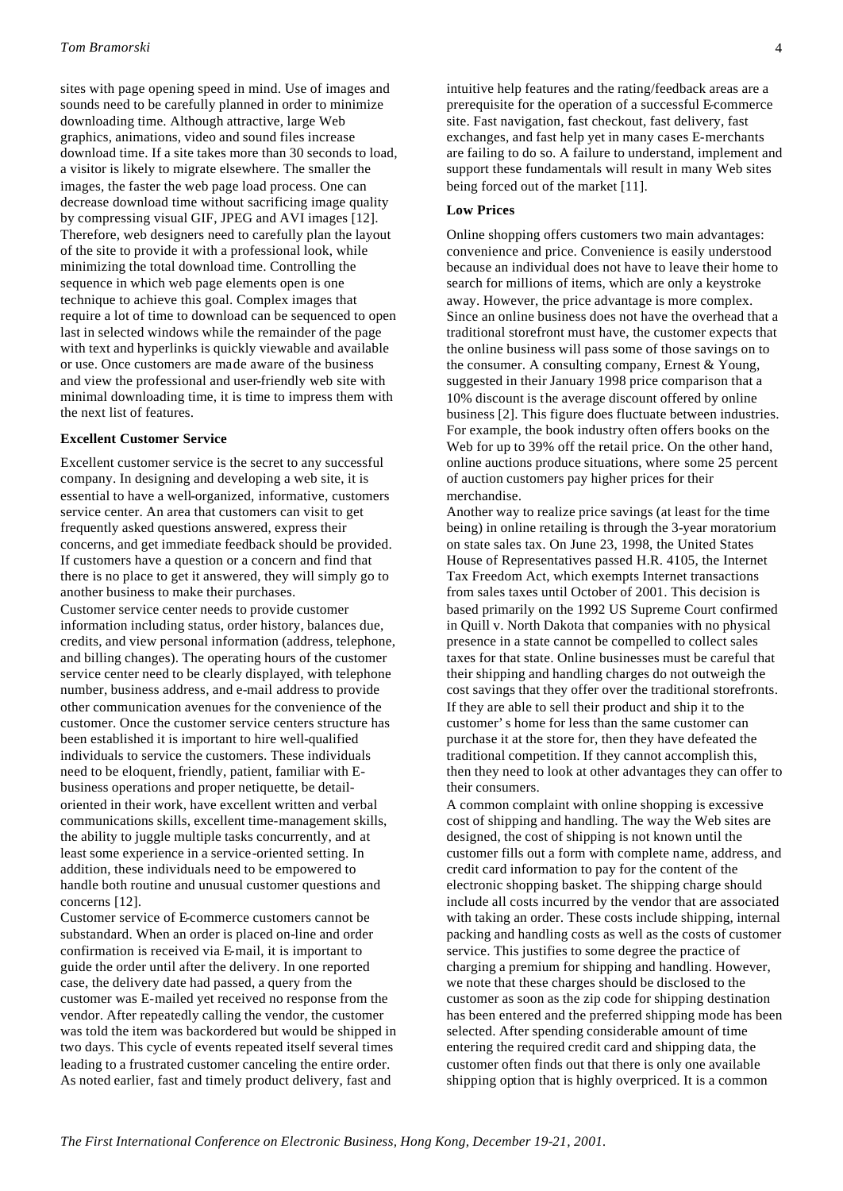sites with page opening speed in mind. Use of images and sounds need to be carefully planned in order to minimize downloading time. Although attractive, large Web graphics, animations, video and sound files increase download time. If a site takes more than 30 seconds to load, a visitor is likely to migrate elsewhere. The smaller the images, the faster the web page load process. One can decrease download time without sacrificing image quality by compressing visual GIF, JPEG and AVI images [12]. Therefore, web designers need to carefully plan the layout of the site to provide it with a professional look, while minimizing the total download time. Controlling the sequence in which web page elements open is one technique to achieve this goal. Complex images that require a lot of time to download can be sequenced to open last in selected windows while the remainder of the page with text and hyperlinks is quickly viewable and available or use. Once customers are made aware of the business and view the professional and user-friendly web site with minimal downloading time, it is time to impress them with the next list of features.

### Excellent Customer Service

Excellent customer service is the secret to any successful company. In designing and developing a web site, it is essential to have a well-organized, informative, customers service center. An area that customers can visit to get frequently asked questions answered, express their concerns, and get immediate feedback should be provided. If customers have a question or a concern and find that there is no place to get it answered, they will simply go to another business to make their purchases.

Customer service center needs to provide customer information including status, order history, balances due, credits, and view personal information (address, telephone, and billing changes). The operating hours of the customer service center need to be clearly displayed, with telephone number, business address, and e-mail address to provide other communication avenues for the convenience of the customer. Once the customer service centers structure has been established it is important to hire well-qualified individuals to service the customers. These individuals need to be eloquent, friendly, patient, familiar with E-business operations and proper netiquette, be detail-oriented in their work, have excellent written and verbal communications skills, excellent time-management skills, the ability to juggle multiple tasks concurrently, and at least some experience in a service-oriented setting. In addition, these individuals need to be empowered to handle both routine and unusual customer questions and concerns [12].

Customer service of E-commerce customers cannot be substandard. When an order is placed on-line and order confirmation is received via E-mail, it is important to guide the order until after the delivery. In one reported case, the delivery date had passed, a query from the customer was E-mailed yet received no response from the vendor. After repeatedly calling the vendor, the customer was told the item was backordered but would be shipped in two days. This cycle of events repeated itself several times leading to a frustrated customer canceling the entire order. As noted earlier, fast and timely product delivery, fast and intuitive help features and the rating/feedback areas are a prerequisite for the operation of a successful E-commerce site. Fast navigation, fast checkout, fast delivery, fast exchanges, and fast help yet in many cases E-merchants are failing to do so. A failure to understand, implement and support these fundamentals will result in many Web sites being forced out of the market [11].

### Low Prices

Online shopping offers customers two main advantages: convenience and price. Convenience is easily understood because an individual does not have to leave their home to search for millions of items, which are only a keystroke away. However, the price advantage is more complex. Since an online business does not have the overhead that a traditional storefront must have, the customer expects that the online business will pass some of those savings on to the consumer. A consulting company, Ernest & Young, suggested in their January 1998 price comparison that a 10% discount is the average discount offered by online business [2]. This figure does fluctuate between industries. For example, the book industry often offers books on the Web for up to 39% off the retail price. On the other hand, online auctions produce situations, where some 25 percent of auction customers pay higher prices for their merchandise.

Another way to realize price savings (at least for the time being) in online retailing is through the 3-year moratorium on state sales tax. On June 23, 1998, the United States House of Representatives passed H.R. 4105, the Internet Tax Freedom Act, which exempts Internet transactions from sales taxes until October of 2001. This decision is based primarily on the 1992 US Supreme Court confirmed in Quill v. North Dakota that companies with no physical presence in a state cannot be compelled to collect sales taxes for that state. Online businesses must be careful that their shipping and handling charges do not outweigh the cost savings that they offer over the traditional storefronts. If they are able to sell their product and ship it to the customer's home for less than the same customer can purchase it at the store for, then they have defeated the traditional competition. If they cannot accomplish this, then they need to look at other advantages they can offer to their consumers.

A common complaint with online shopping is excessive cost of shipping and handling. The way the Web sites are designed, the cost of shipping is not known until the customer fills out a form with complete name, address, and credit card information to pay for the content of the electronic shopping basket. The shipping charge should include all costs incurred by the vendor that are associated with taking an order. These costs include shipping, internal packing and handling costs as well as the costs of customer service. This justifies to some degree the practice of charging a premium for shipping and handling. However, we note that these charges should be disclosed to the customer as soon as the zip code for shipping destination has been entered and the preferred shipping mode has been selected. After spending considerable amount of time entering the required credit card and shipping data, the customer often finds out that there is only one available shipping option that is highly overpriced. It is a common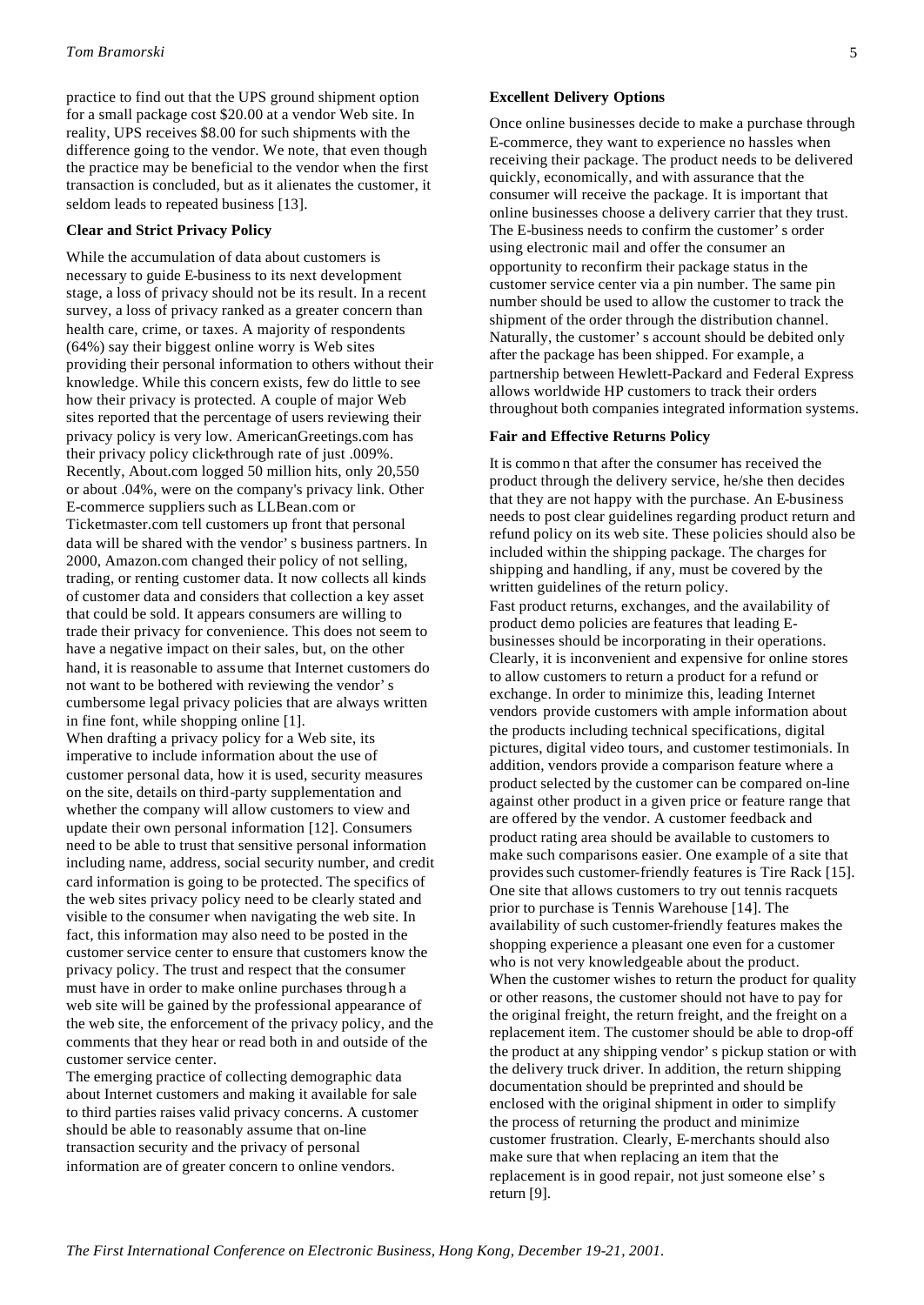practice to find out that the UPS ground shipment option for a small package cost $20.00 at a vendor Web site. In reality, UPS receives $8.00 for such shipments with the difference going to the vendor. We note, that even though the practice may be beneficial to the vendor when the first transaction is concluded, but as it alienates the customer, it seldom leads to repeated business [13].

**Clear and Strict Privacy Policy**

While the accumulation of data about customers is necessary to guide E-business to its next development stage, a loss of privacy should not be its result. In a recent survey, a loss of privacy ranked as a greater concern than health care, crime, or taxes. A majority of respondents (64%) say their biggest online worry is Web sites providing their personal information to others without their knowledge. While this concern exists, few do little to see how their privacy is protected. A couple of major Web sites reported that the percentage of users reviewing their privacy policy is very low. AmericanGreetings.com has their privacy policy click-through rate of just .009%. Recently, About.com logged 50 million hits, only 20,550 or about .04%, were on the company's privacy link. Other E-commerce suppliers such as LLBean.com or Ticketmaster.com tell customers up front that personal data will be shared with the vendor' s business partners. In 2000, Amazon.com changed their policy of not selling, trading, or renting customer data. It now collects all kinds of customer data and considers that collection a key asset that could be sold. It appears consumers are willing to trade their privacy for convenience. This does not seem to have a negative impact on their sales, but, on the other hand, it is reasonable to assume that Internet customers do not want to be bothered with reviewing the vendor' s cumbersome legal privacy policies that are always written in fine font, while shopping online [1].

When drafting a privacy policy for a Web site, its imperative to include information about the use of customer personal data, how it is used, security measures on the site, details on third-party supplementation and whether the company will allow customers to view and update their own personal information [12]. Consumers need to be able to trust that sensitive personal information including name, address, social security number, and credit card information is going to be protected. The specifics of the web sites privacy policy need to be clearly stated and visible to the consumer when navigating the web site. In fact, this information may also need to be posted in the customer service center to ensure that customers know the privacy policy. The trust and respect that the consumer must have in order to make online purchases through a web site will be gained by the professional appearance of the web site, the enforcement of the privacy policy, and the comments that they hear or read both in and outside of the customer service center.

The emerging practice of collecting demographic data about Internet customers and making it available for sale to third parties raises valid privacy concerns. A customer should be able to reasonably assume that on-line transaction security and the privacy of personal information are of greater concern to online vendors.

**Excellent Delivery Options**

Once online businesses decide to make a purchase through E-commerce, they want to experience no hassles when receiving their package. The product needs to be delivered quickly, economically, and with assurance that the consumer will receive the package. It is important that online businesses choose a delivery carrier that they trust. The E-business needs to confirm the customer' s order using electronic mail and offer the consumer an opportunity to reconfirm their package status in the customer service center via a pin number. The same pin number should be used to allow the customer to track the shipment of the order through the distribution channel. Naturally, the customer' s account should be debited only after the package has been shipped. For example, a partnership between Hewlett-Packard and Federal Express allows worldwide HP customers to track their orders throughout both companies integrated information systems.

**Fair and Effective Returns Policy**

It is common that after the consumer has received the product through the delivery service, he/she then decides that they are not happy with the purchase. An E-business needs to post clear guidelines regarding product return and refund policy on its web site. These policies should also be included within the shipping package. The charges for shipping and handling, if any, must be covered by the written guidelines of the return policy.

Fast product returns, exchanges, and the availability of product demo policies are features that leading E-businesses should be incorporating in their operations. Clearly, it is inconvenient and expensive for online stores to allow customers to return a product for a refund or exchange. In order to minimize this, leading Internet vendors provide customers with ample information about the products including technical specifications, digital pictures, digital video tours, and customer testimonials. In addition, vendors provide a comparison feature where a product selected by the customer can be compared on-line against other product in a given price or feature range that are offered by the vendor. A customer feedback and product rating area should be available to customers to make such comparisons easier. One example of a site that provides such customer-friendly features is Tire Rack [15]. One site that allows customers to try out tennis racquets prior to purchase is Tennis Warehouse [14]. The availability of such customer-friendly features makes the shopping experience a pleasant one even for a customer who is not very knowledgeable about the product.

When the customer wishes to return the product for quality or other reasons, the customer should not have to pay for the original freight, the return freight, and the freight on a replacement item. The customer should be able to drop-off the product at any shipping vendor' s pickup station or with the delivery truck driver. In addition, the return shipping documentation should be preprinted and should be enclosed with the original shipment in order to simplify the process of returning the product and minimize customer frustration. Clearly, E-merchants should also make sure that when replacing an item that the replacement is in good repair, not just someone else' s return [9].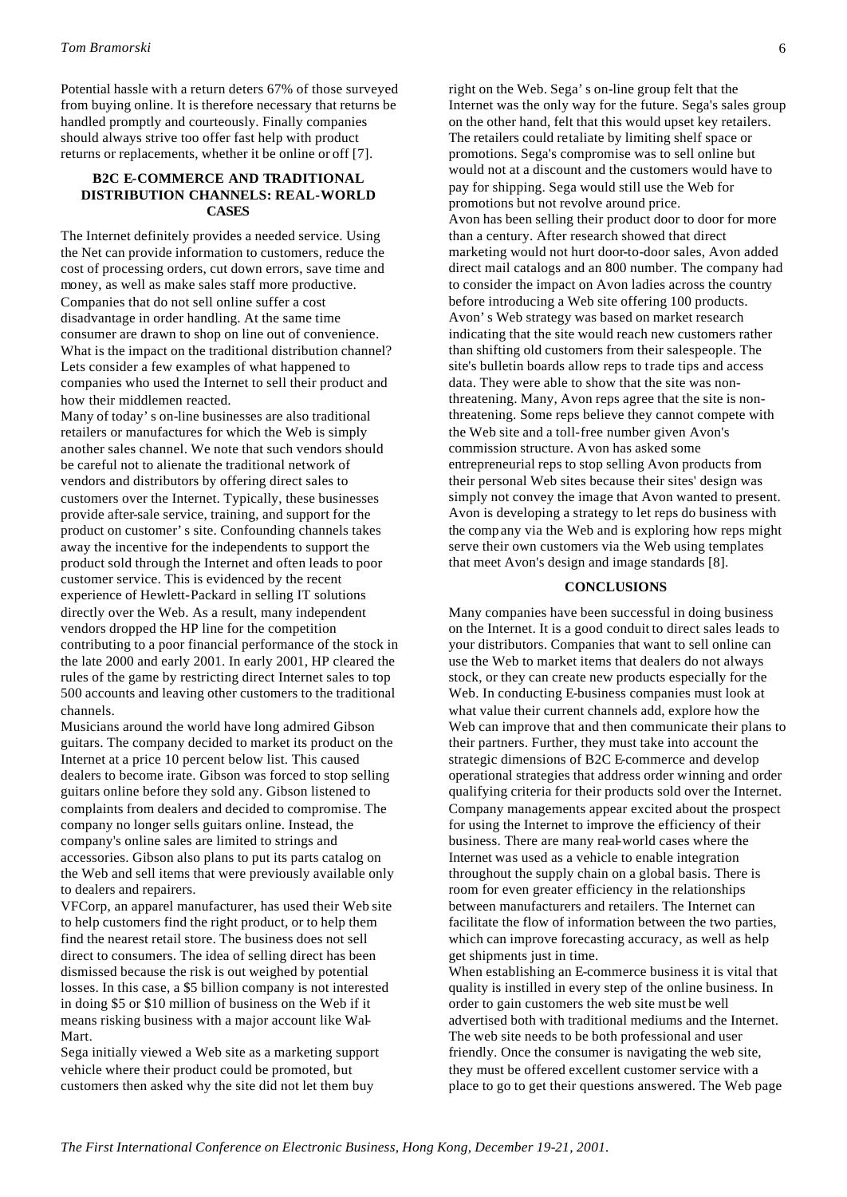Potential hassle with a return deters 67% of those surveyed from buying online. It is therefore necessary that returns be handled promptly and courteously. Finally companies should always strive too offer fast help with product returns or replacements, whether it be online or off [7].

## B2C E-COMMERCE AND TRADITIONAL DISTRIBUTION CHANNELS: REAL-WORLD CASES

The Internet definitely provides a needed service. Using the Net can provide information to customers, reduce the cost of processing orders, cut down errors, save time and money, as well as make sales staff more productive. Companies that do not sell online suffer a cost disadvantage in order handling. At the same time consumer are drawn to shop on line out of convenience. What is the impact on the traditional distribution channel? Lets consider a few examples of what happened to companies who used the Internet to sell their product and how their middlemen reacted.

Many of today's on-line businesses are also traditional retailers or manufactures for which the Web is simply another sales channel. We note that such vendors should be careful not to alienate the traditional network of vendors and distributors by offering direct sales to customers over the Internet. Typically, these businesses provide after-sale service, training, and support for the product on customer's site. Confounding channels takes away the incentive for the independents to support the product sold through the Internet and often leads to poor customer service. This is evidenced by the recent experience of Hewlett-Packard in selling IT solutions directly over the Web. As a result, many independent vendors dropped the HP line for the competition contributing to a poor financial performance of the stock in the late 2000 and early 2001. In early 2001, HP cleared the rules of the game by restricting direct Internet sales to top 500 accounts and leaving other customers to the traditional channels.

Musicians around the world have long admired Gibson guitars. The company decided to market its product on the Internet at a price 10 percent below list. This caused dealers to become irate. Gibson was forced to stop selling guitars online before they sold any. Gibson listened to complaints from dealers and decided to compromise. The company no longer sells guitars online. Instead, the company's online sales are limited to strings and accessories. Gibson also plans to put its parts catalog on the Web and sell items that were previously available only to dealers and repairers.

VFCorp, an apparel manufacturer, has used their Web site to help customers find the right product, or to help them find the nearest retail store. The business does not sell direct to consumers. The idea of selling direct has been dismissed because the risk is out weighed by potential losses. In this case, a $5 billion company is not interested in doing $5 or $10 million of business on the Web if it means risking business with a major account like Wal-Mart.

Sega initially viewed a Web site as a marketing support vehicle where their product could be promoted, but customers then asked why the site did not let them buy right on the Web. Sega's on-line group felt that the Internet was the only way for the future. Sega's sales group on the other hand, felt that this would upset key retailers. The retailers could retaliate by limiting shelf space or promotions. Sega's compromise was to sell online but would not at a discount and the customers would have to pay for shipping. Sega would still use the Web for promotions but not revolve around price.

Avon has been selling their product door to door for more than a century. After research showed that direct marketing would not hurt door-to-door sales, Avon added direct mail catalogs and an 800 number. The company had to consider the impact on Avon ladies across the country before introducing a Web site offering 100 products. Avon's Web strategy was based on market research indicating that the site would reach new customers rather than shifting old customers from their salespeople. The site's bulletin boards allow reps to trade tips and access data. They were able to show that the site was non-threatening. Many, Avon reps agree that the site is non-threatening. Some reps believe they cannot compete with the Web site and a toll-free number given Avon's commission structure. Avon has asked some entrepreneurial reps to stop selling Avon products from their personal Web sites because their sites' design was simply not convey the image that Avon wanted to present. Avon is developing a strategy to let reps do business with the company via the Web and is exploring how reps might serve their own customers via the Web using templates that meet Avon's design and image standards [8].

## CONCLUSIONS

Many companies have been successful in doing business on the Internet. It is a good conduit to direct sales leads to your distributors. Companies that want to sell online can use the Web to market items that dealers do not always stock, or they can create new products especially for the Web. In conducting E-business companies must look at what value their current channels add, explore how the Web can improve that and then communicate their plans to their partners. Further, they must take into account the strategic dimensions of B2C E-commerce and develop operational strategies that address order winning and order qualifying criteria for their products sold over the Internet. Company managements appear excited about the prospect for using the Internet to improve the efficiency of their business. There are many real-world cases where the Internet was used as a vehicle to enable integration throughout the supply chain on a global basis. There is room for even greater efficiency in the relationships between manufacturers and retailers. The Internet can facilitate the flow of information between the two parties, which can improve forecasting accuracy, as well as help get shipments just in time.

When establishing an E-commerce business it is vital that quality is instilled in every step of the online business. In order to gain customers the web site must be well advertised both with traditional mediums and the Internet. The web site needs to be both professional and user friendly. Once the consumer is navigating the web site, they must be offered excellent customer service with a place to go to get their questions answered. The Web page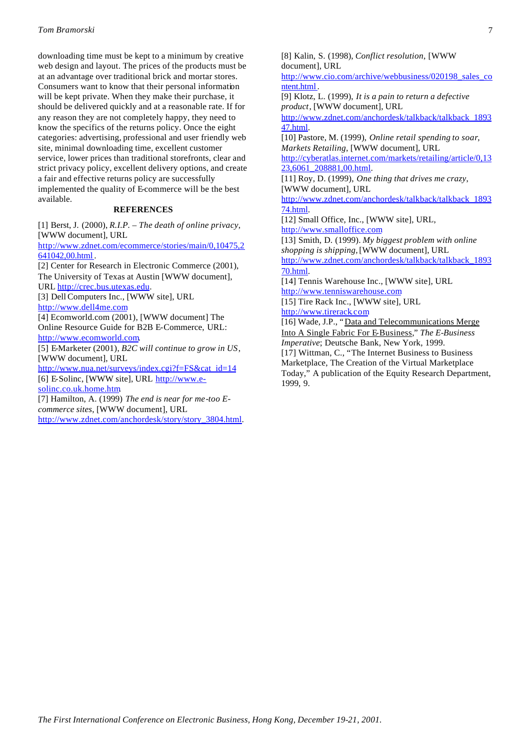downloading time must be kept to a minimum by creative web design and layout. The prices of the products must be at an advantage over traditional brick and mortar stores. Consumers want to know that their personal information will be kept private. When they make their purchase, it should be delivered quickly and at a reasonable rate. If for any reason they are not completely happy, they need to know the specifics of the returns policy. Once the eight categories: advertising, professional and user friendly web site, minimal downloading time, excellent customer service, lower prices than traditional storefronts, clear and strict privacy policy, excellent delivery options, and create a fair and effective returns policy are successfully implemented the quality of E-commerce will be the best available.

## REFERENCES

[1] Berst, J. (2000), *R.I.P. – The death of online privacy*, [WWW document], URL http://www.zdnet.com/ecommerce/stories/main/0,10475,2641042,00.html.

[2] Center for Research in Electronic Commerce (2001), The University of Texas at Austin [WWW document], URL http://crec.bus.utexas.edu.

[3] Dell Computers Inc., [WWW site], URL http://www.dell4me.com

[4] Ecomworld.com (2001), [WWW document] The Online Resource Guide for B2B E-Commerce, URL: http://www.ecomworld.com.

[5] E-Marketer (2001), *B2C will continue to grow in US*, [WWW document], URL http://www.nua.net/surveys/index.cgi?f=FS&cat_id=14

[6] E-Solinc, [WWW site], URL http://www.e-solinc.co.uk.home.htm

[7] Hamilton, A. (1999) *The end is near for me-too E-commerce sites*, [WWW document], URL http://www.zdnet.com/anchordesk/story/story_3804.html.

[8] Kalin, S. (1998), *Conflict resolution*, [WWW document], URL http://www.cio.com/archive/webbusiness/020198_sales_content.html.

[9] Klotz, L. (1999), *It is a pain to return a defective product*, [WWW document], URL http://www.zdnet.com/anchordesk/talkback/talkback_189347.html.

[10] Pastore, M. (1999), *Online retail spending to soar, Markets Retailing*, [WWW document], URL http://cyberatlas.internet.com/markets/retailing/article/0,1323,6061_208881,00.html.

[11] Roy, D. (1999), *One thing that drives me crazy*, [WWW document], URL http://www.zdnet.com/anchordesk/talkback/talkback_189374.html.

[12] Small Office, Inc., [WWW site], URL, http://www.smalloffice.com

[13] Smith, D. (1999). *My biggest problem with online shopping is shipping*, [WWW document], URL http://www.zdnet.com/anchordesk/talkback/talkback_189370.html.

[14] Tennis Warehouse Inc., [WWW site], URL http://www.tenniswarehouse.com

[15] Tire Rack Inc., [WWW site], URL http://www.tirerack.com

[16] Wade, J.P., "Data and Telecommunications Merge Into A Single Fabric For E-Business," *The E-Business Imperative*; Deutsche Bank, New York, 1999.

[17] Wittman, C., "The Internet Business to Business Marketplace, The Creation of the Virtual Marketplace Today," A publication of the Equity Research Department, 1999, 9.